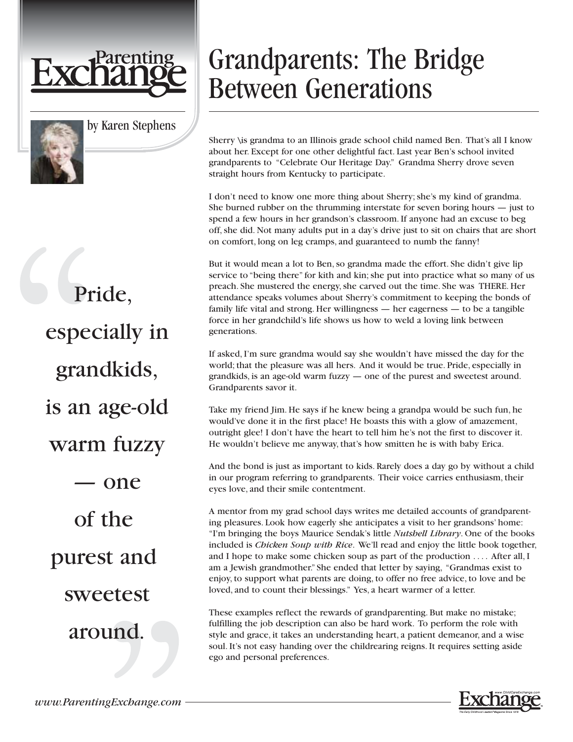Parenting Exchange

# Grandparents: The Bridge Between Generations

by Karen Stephens

Sherry \is grandma to an Illinois grade school child named Ben. That's all I know about her. Except for one other delightful fact. Last year Ben's school invited grandparents to "Celebrate Our Heritage Day." Grandma Sherry drove seven straight hours from Kentucky to participate.

I don't need to know one more thing about Sherry; she's my kind of grandma. She burned rubber on the thrumming interstate for seven boring hours — just to spend a few hours in her grandson's classroom. If anyone had an excuse to beg off, she did. Not many adults put in a day's drive just to sit on chairs that are short on comfort, long on leg cramps, and guaranteed to numb the fanny!

But it would mean a lot to Ben, so grandma made the effort. She didn't give lip service to "being there" for kith and kin; she put into practice what so many of us preach. She mustered the energy, she carved out the time. She was THERE. Her attendance speaks volumes about Sherry's commitment to keeping the bonds of family life vital and strong. Her willingness — her eagerness — to be a tangible force in her grandchild's life shows us how to weld a loving link between generations.

> "Pride, especially in grandkids, is an age-old warm fuzzy — one of the purest and sweetest around."

If asked, I'm sure grandma would say she wouldn't have missed the day for the world; that the pleasure was all hers. And it would be true. Pride, especially in grandkids, is an age-old warm fuzzy — one of the purest and sweetest around. Grandparents savor it.

Take my friend Jim. He says if he knew being a grandpa would be such fun, he would've done it in the first place! He boasts this with a glow of amazement, outright glee! I don't have the heart to tell him he's not the first to discover it. He wouldn't believe me anyway, that's how smitten he is with baby Erica.

And the bond is just as important to kids. Rarely does a day go by without a child in our program referring to grandparents. Their voice carries enthusiasm, their eyes love, and their smile contentment.

A mentor from my grad school days writes me detailed accounts of grandparenting pleasures. Look how eagerly she anticipates a visit to her grandsons' home: "I'm bringing the boys Maurice Sendak's little *Nutshell Library*. One of the books included is *Chicken Soup with Rice*. We'll read and enjoy the little book together, and I hope to make some chicken soup as part of the production . . . . After all, I am a Jewish grandmother." She ended that letter by saying, "Grandmas exist to enjoy, to support what parents are doing, to offer no free advice, to love and be loved, and to count their blessings." Yes, a heart warmer of a letter.

These examples reflect the rewards of grandparenting. But make no mistake; fulfilling the job description can also be hard work. To perform the role with style and grace, it takes an understanding heart, a patient demeanor, and a wise soul. It's not easy handing over the childrearing reigns. It requires setting aside ego and personal preferences.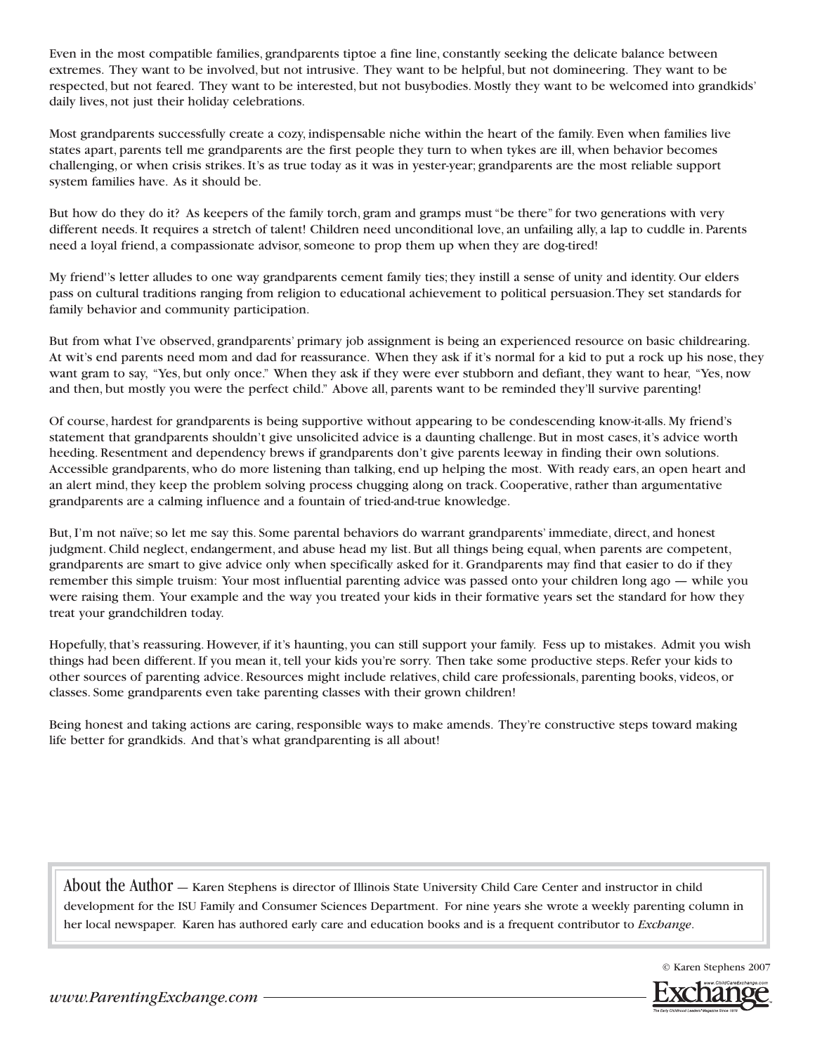Even in the most compatible families, grandparents tiptoe a fine line, constantly seeking the delicate balance between extremes. They want to be involved, but not intrusive. They want to be helpful, but not domineering. They want to be respected, but not feared. They want to be interested, but not busybodies. Mostly they want to be welcomed into grandkids' daily lives, not just their holiday celebrations.

Most grandparents successfully create a cozy, indispensable niche within the heart of the family. Even when families live states apart, parents tell me grandparents are the first people they turn to when tykes are ill, when behavior becomes challenging, or when crisis strikes. It's as true today as it was in yester-year; grandparents are the most reliable support system families have. As it should be.

But how do they do it? As keepers of the family torch, gram and gramps must "be there" for two generations with very different needs. It requires a stretch of talent! Children need unconditional love, an unfailing ally, a lap to cuddle in. Parents need a loyal friend, a compassionate advisor, someone to prop them up when they are dog-tired!

My friend''s letter alludes to one way grandparents cement family ties; they instill a sense of unity and identity. Our elders pass on cultural traditions ranging from religion to educational achievement to political persuasion.They set standards for family behavior and community participation.

But from what I've observed, grandparents' primary job assignment is being an experienced resource on basic childrearing. At wit's end parents need mom and dad for reassurance. When they ask if it's normal for a kid to put a rock up his nose, they want gram to say, "Yes, but only once." When they ask if they were ever stubborn and defiant, they want to hear, "Yes, now and then, but mostly you were the perfect child." Above all, parents want to be reminded they'll survive parenting!

Of course, hardest for grandparents is being supportive without appearing to be condescending know-it-alls. My friend's statement that grandparents shouldn't give unsolicited advice is a daunting challenge. But in most cases, it's advice worth heeding. Resentment and dependency brews if grandparents don't give parents leeway in finding their own solutions. Accessible grandparents, who do more listening than talking, end up helping the most. With ready ears, an open heart and an alert mind, they keep the problem solving process chugging along on track. Cooperative, rather than argumentative grandparents are a calming influence and a fountain of tried-and-true knowledge.

But, I'm not naïve; so let me say this. Some parental behaviors do warrant grandparents' immediate, direct, and honest judgment. Child neglect, endangerment, and abuse head my list. But all things being equal, when parents are competent, grandparents are smart to give advice only when specifically asked for it. Grandparents may find that easier to do if they remember this simple truism: Your most influential parenting advice was passed onto your children long ago — while you were raising them. Your example and the way you treated your kids in their formative years set the standard for how they treat your grandchildren today.

Hopefully, that's reassuring. However, if it's haunting, you can still support your family. Fess up to mistakes. Admit you wish things had been different. If you mean it, tell your kids you're sorry. Then take some productive steps. Refer your kids to other sources of parenting advice. Resources might include relatives, child care professionals, parenting books, videos, or classes. Some grandparents even take parenting classes with their grown children!

Being honest and taking actions are caring, responsible ways to make amends. They're constructive steps toward making life better for grandkids. And that's what grandparenting is all about!

About the Author — Karen Stephens is director of Illinois State University Child Care Center and instructor in child development for the ISU Family and Consumer Sciences Department. For nine years she wrote a weekly parenting column in her local newspaper. Karen has authored early care and education books and is a frequent contributor to *Exchange*.

© Karen Stephens 2007

*www.ParentingExchange.com*